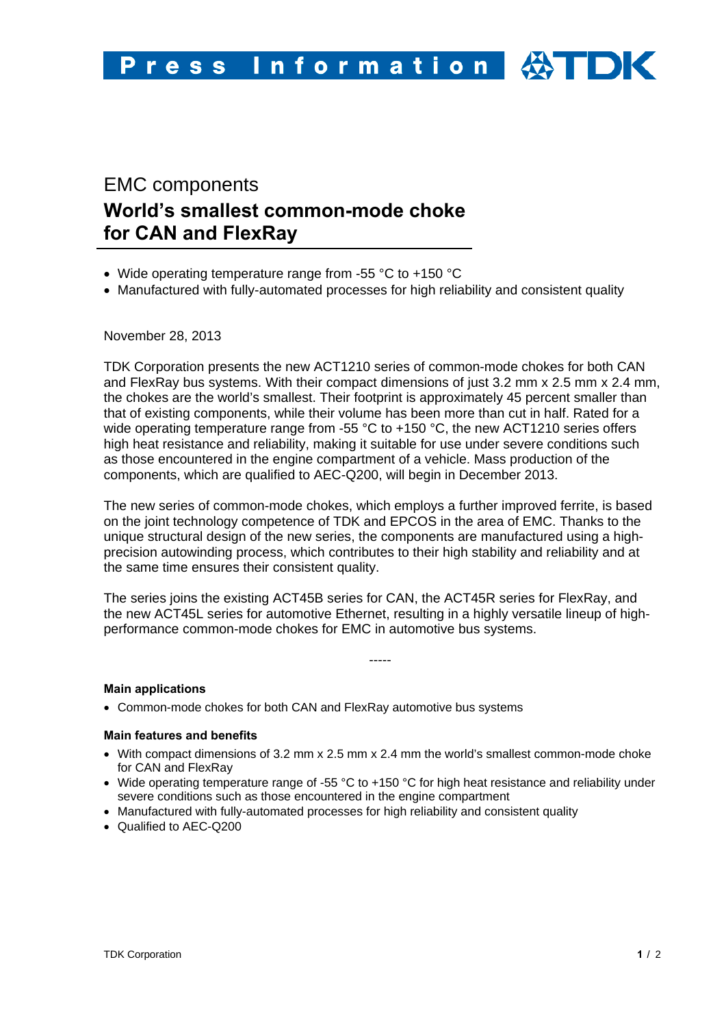EMC components

# World's smallest common-mode choke for CAN and FlexRay

- Wide operating temperature range from -55 °C to +150 °C
- Manufactured with fully-automated processes for high reliability and consistent quality

November 28, 2013

TDK Corporation presents the new ACT1210 series of common-mode chokes for both CAN and FlexRay bus systems. With their compact dimensions of just 3.2 mm x 2.5 mm x 2.4 mm, the chokes are the world's smallest. Their footprint is approximately 45 percent smaller than that of existing components, while their volume has been more than cut in half. Rated for a wide operating temperature range from -55 °C to +150 °C, the new ACT1210 series offers high heat resistance and reliability, making it suitable for use under severe conditions such as those encountered in the engine compartment of a vehicle. Mass production of the components, which are qualified to AEC-Q200, will begin in December 2013.

The new series of common-mode chokes, which employs a further improved ferrite, is based on the joint technology competence of TDK and EPCOS in the area of EMC. Thanks to the unique structural design of the new series, the components are manufactured using a high-precision autowinding process, which contributes to their high stability and reliability and at the same time ensures their consistent quality.

The series joins the existing ACT45B series for CAN, the ACT45R series for FlexRay, and the new ACT45L series for automotive Ethernet, resulting in a highly versatile lineup of high-performance common-mode chokes for EMC in automotive bus systems.

-----

**Main applications**

- Common-mode chokes for both CAN and FlexRay automotive bus systems

**Main features and benefits**

- With compact dimensions of 3.2 mm x 2.5 mm x 2.4 mm the world's smallest common-mode choke for CAN and FlexRay
- Wide operating temperature range of -55 °C to +150 °C for high heat resistance and reliability under severe conditions such as those encountered in the engine compartment
- Manufactured with fully-automated processes for high reliability and consistent quality
- Qualified to AEC-Q200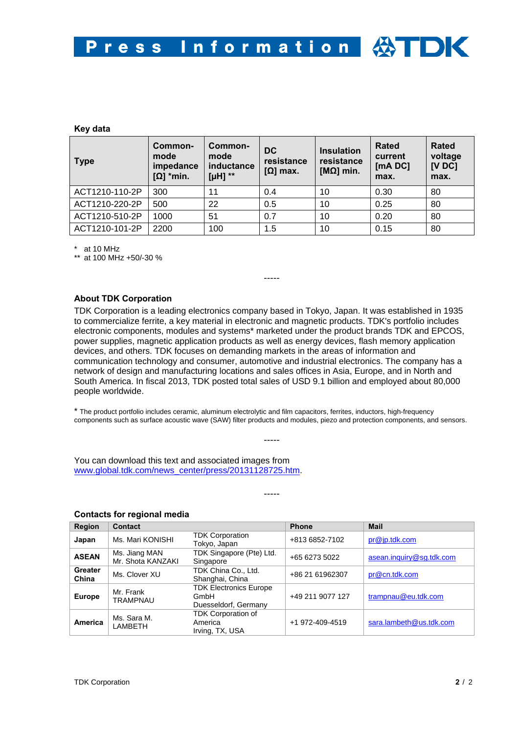**Key data**

| Type | Common-mode impedance [Ω] *min. | Common-mode inductance [µH] ** | DC resistance [Ω] max. | Insulation resistance [MΩ] min. | Rated current [mA DC] max. | Rated voltage [V DC] max. |
|---|---|---|---|---|---|---|
| ACT1210-110-2P | 300 | 11 | 0.4 | 10 | 0.30 | 80 |
| ACT1210-220-2P | 500 | 22 | 0.5 | 10 | 0.25 | 80 |
| ACT1210-510-2P | 1000 | 51 | 0.7 | 10 | 0.20 | 80 |
| ACT1210-101-2P | 2200 | 100 | 1.5 | 10 | 0.15 | 80 |

\* at 10 MHz
\*\* at 100 MHz +50/-30 %

-----

**About TDK Corporation**

TDK Corporation is a leading electronics company based in Tokyo, Japan. It was established in 1935 to commercialize ferrite, a key material in electronic and magnetic products. TDK's portfolio includes electronic components, modules and systems* marketed under the product brands TDK and EPCOS, power supplies, magnetic application products as well as energy devices, flash memory application devices, and others. TDK focuses on demanding markets in the areas of information and communication technology and consumer, automotive and industrial electronics. The company has a network of design and manufacturing locations and sales offices in Asia, Europe, and in North and South America. In fiscal 2013, TDK posted total sales of USD 9.1 billion and employed about 80,000 people worldwide.

\* The product portfolio includes ceramic, aluminum electrolytic and film capacitors, ferrites, inductors, high-frequency components such as surface acoustic wave (SAW) filter products and modules, piezo and protection components, and sensors.

-----

You can download this text and associated images from www.global.tdk.com/news_center/press/20131128725.htm.

-----

**Contacts for regional media**

| Region | Contact | | Phone | Mail |
|---|---|---|---|---|
| **Japan** | Ms. Mari KONISHI | TDK Corporation Tokyo, Japan | +813 6852-7102 | pr@jp.tdk.com |
| **ASEAN** | Ms. Jiang MAN Mr. Shota KANZAKI | TDK Singapore (Pte) Ltd. Singapore | +65 6273 5022 | asean.inquiry@sg.tdk.com |
| **Greater China** | Ms. Clover XU | TDK China Co., Ltd. Shanghai, China | +86 21 61962307 | pr@cn.tdk.com |
| **Europe** | Mr. Frank TRAMPNAU | TDK Electronics Europe GmbH Duesseldorf, Germany | +49 211 9077 127 | trampnau@eu.tdk.com |
| **America** | Ms. Sara M. LAMBETH | TDK Corporation of America Irving, TX, USA | +1 972-409-4519 | sara.lambeth@us.tdk.com |